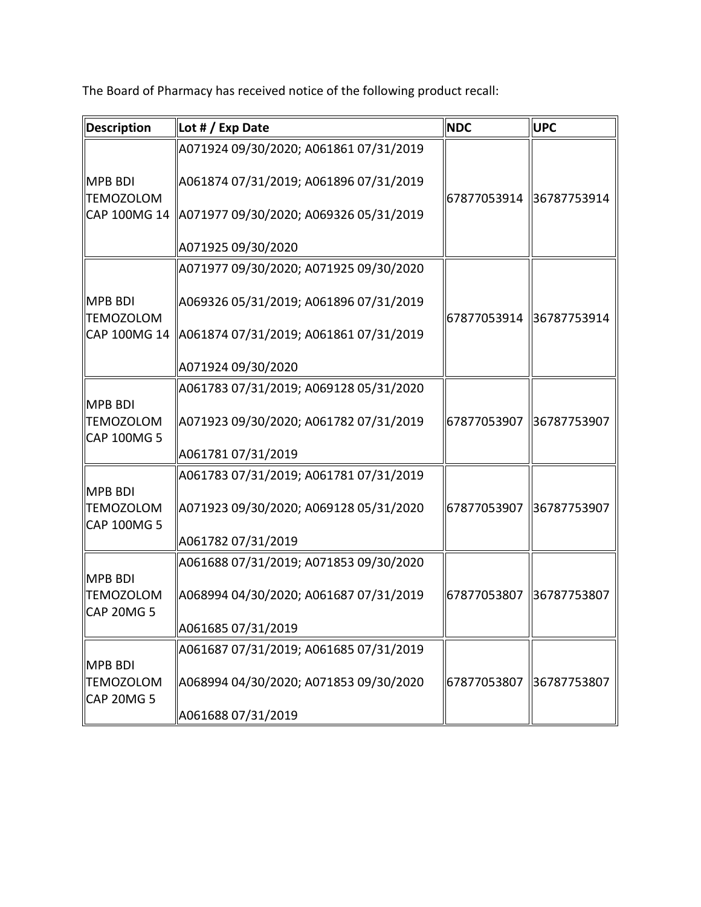The Board of Pharmacy has received notice of the following product recall:

| Description | Lot # / Exp Date | NDC | UPC |
|---|---|---|---|
| MPB BDI TEMOZOLOM CAP 100MG 14 | A071924 09/30/2020; A061861 07/31/2019<br>A061874 07/31/2019; A061896 07/31/2019<br>A071977 09/30/2020; A069326 05/31/2019<br>A071925 09/30/2020 | 67877053914 | 36787753914 |
| MPB BDI TEMOZOLOM CAP 100MG 14 | A071977 09/30/2020; A071925 09/30/2020<br>A069326 05/31/2019; A061896 07/31/2019<br>A061874 07/31/2019; A061861 07/31/2019<br>A071924 09/30/2020 | 67877053914 | 36787753914 |
| MPB BDI TEMOZOLOM CAP 100MG 5 | A061783 07/31/2019; A069128 05/31/2020<br>A071923 09/30/2020; A061782 07/31/2019<br>A061781 07/31/2019 | 67877053907 | 36787753907 |
| MPB BDI TEMOZOLOM CAP 100MG 5 | A061783 07/31/2019; A061781 07/31/2019<br>A071923 09/30/2020; A069128 05/31/2020<br>A061782 07/31/2019 | 67877053907 | 36787753907 |
| MPB BDI TEMOZOLOM CAP 20MG 5 | A061688 07/31/2019; A071853 09/30/2020<br>A068994 04/30/2020; A061687 07/31/2019<br>A061685 07/31/2019 | 67877053807 | 36787753807 |
| MPB BDI TEMOZOLOM CAP 20MG 5 | A061687 07/31/2019; A061685 07/31/2019<br>A068994 04/30/2020; A071853 09/30/2020<br>A061688 07/31/2019 | 67877053807 | 36787753807 |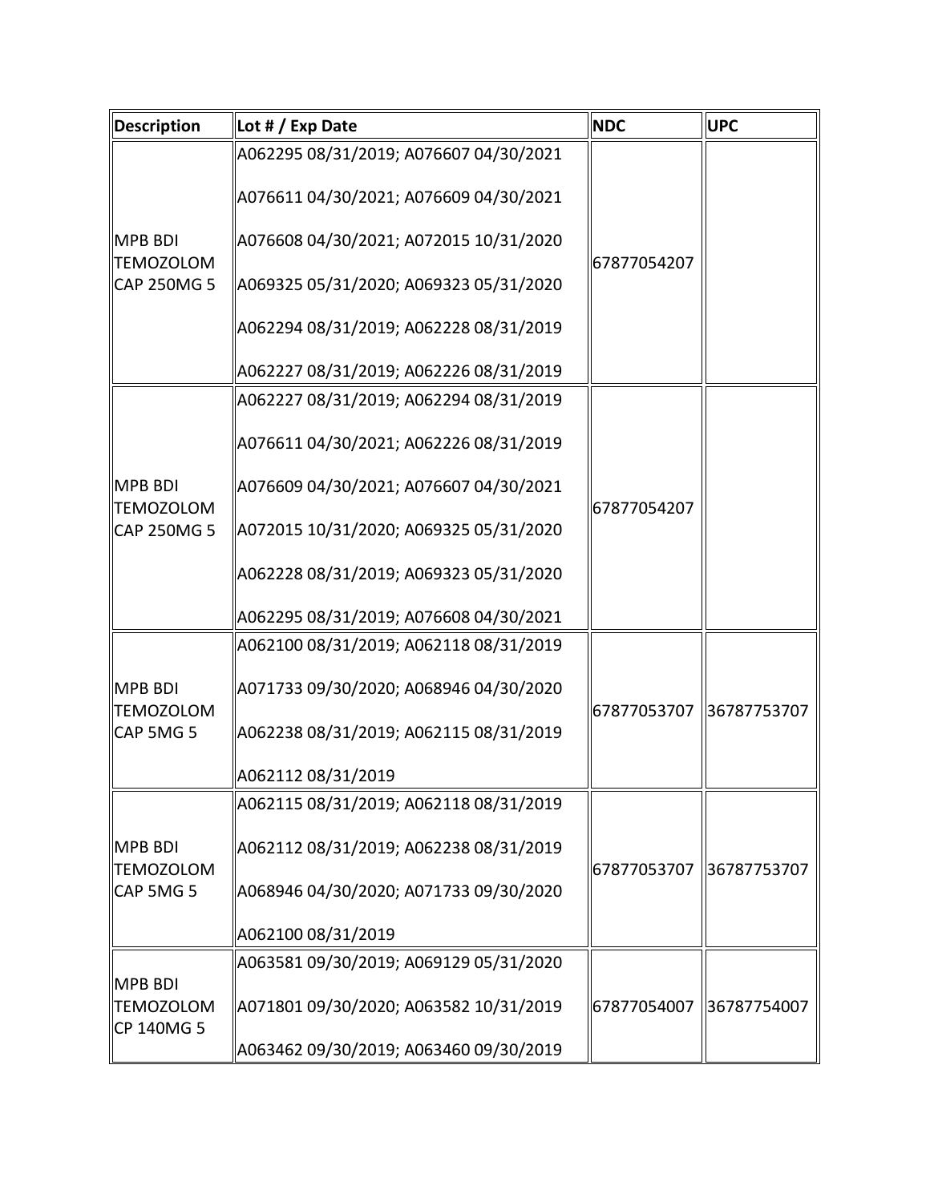| Description | Lot # / Exp Date | NDC | UPC |
|---|---|---|---|
| MPB BDI TEMOZOLOM CAP 250MG 5 | A062295 08/31/2019; A076607 04/30/2021<br><br>A076611 04/30/2021; A076609 04/30/2021<br><br>A076608 04/30/2021; A072015 10/31/2020<br><br>A069325 05/31/2020; A069323 05/31/2020<br><br>A062294 08/31/2019; A062228 08/31/2019<br><br>A062227 08/31/2019; A062226 08/31/2019 | 67877054207 | |
| MPB BDI TEMOZOLOM CAP 250MG 5 | A062227 08/31/2019; A062294 08/31/2019<br><br>A076611 04/30/2021; A062226 08/31/2019<br><br>A076609 04/30/2021; A076607 04/30/2021<br><br>A072015 10/31/2020; A069325 05/31/2020<br><br>A062228 08/31/2019; A069323 05/31/2020<br><br>A062295 08/31/2019; A076608 04/30/2021 | 67877054207 | |
| MPB BDI TEMOZOLOM CAP 5MG 5 | A062100 08/31/2019; A062118 08/31/2019<br><br>A071733 09/30/2020; A068946 04/30/2020<br><br>A062238 08/31/2019; A062115 08/31/2019<br><br>A062112 08/31/2019 | 67877053707 | 36787753707 |
| MPB BDI TEMOZOLOM CAP 5MG 5 | A062115 08/31/2019; A062118 08/31/2019<br><br>A062112 08/31/2019; A062238 08/31/2019<br><br>A068946 04/30/2020; A071733 09/30/2020<br><br>A062100 08/31/2019 | 67877053707 | 36787753707 |
| MPB BDI TEMOZOLOM CP 140MG 5 | A063581 09/30/2019; A069129 05/31/2020<br><br>A071801 09/30/2020; A063582 10/31/2019<br><br>A063462 09/30/2019; A063460 09/30/2019 | 67877054007 | 36787754007 |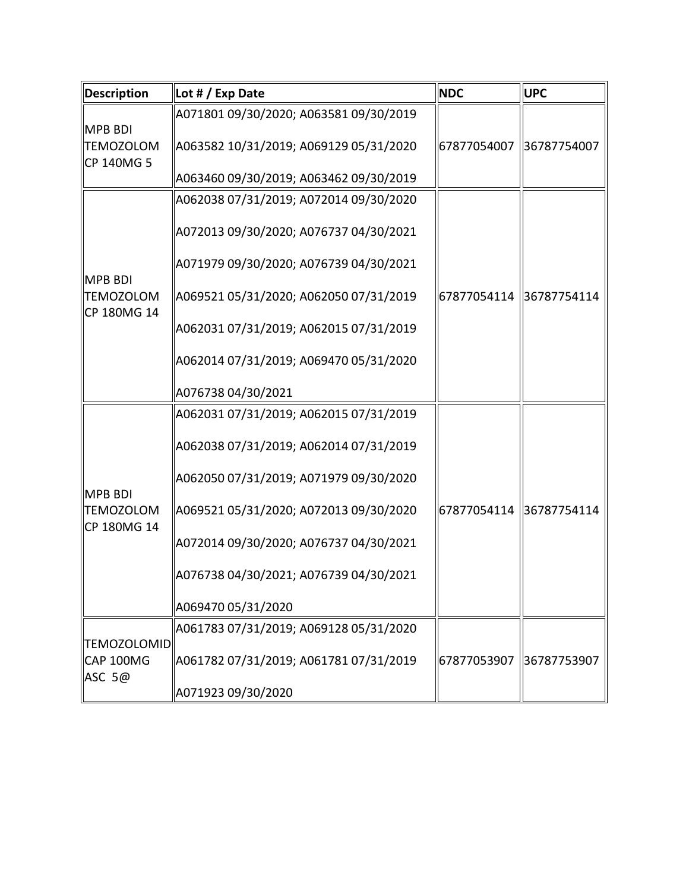| Description | Lot # / Exp Date | NDC | UPC |
|---|---|---|---|
| MPB BDI TEMOZOLOM CP 140MG 5 | A071801 09/30/2020; A063581 09/30/2019<br>A063582 10/31/2019; A069129 05/31/2020<br>A063460 09/30/2019; A063462 09/30/2019 | 67877054007 | 36787754007 |
| MPB BDI TEMOZOLOM CP 180MG 14 | A062038 07/31/2019; A072014 09/30/2020<br>A072013 09/30/2020; A076737 04/30/2021<br>A071979 09/30/2020; A076739 04/30/2021<br>A069521 05/31/2020; A062050 07/31/2019<br>A062031 07/31/2019; A062015 07/31/2019<br>A062014 07/31/2019; A069470 05/31/2020<br>A076738 04/30/2021 | 67877054114 | 36787754114 |
| MPB BDI TEMOZOLOM CP 180MG 14 | A062031 07/31/2019; A062015 07/31/2019<br>A062038 07/31/2019; A062014 07/31/2019<br>A062050 07/31/2019; A071979 09/30/2020<br>A069521 05/31/2020; A072013 09/30/2020<br>A072014 09/30/2020; A076737 04/30/2021<br>A076738 04/30/2021; A076739 04/30/2021<br>A069470 05/31/2020 | 67877054114 | 36787754114 |
| TEMOZOLOMID CAP 100MG ASC 5@ | A061783 07/31/2019; A069128 05/31/2020<br>A061782 07/31/2019; A061781 07/31/2019<br>A071923 09/30/2020 | 67877053907 | 36787753907 |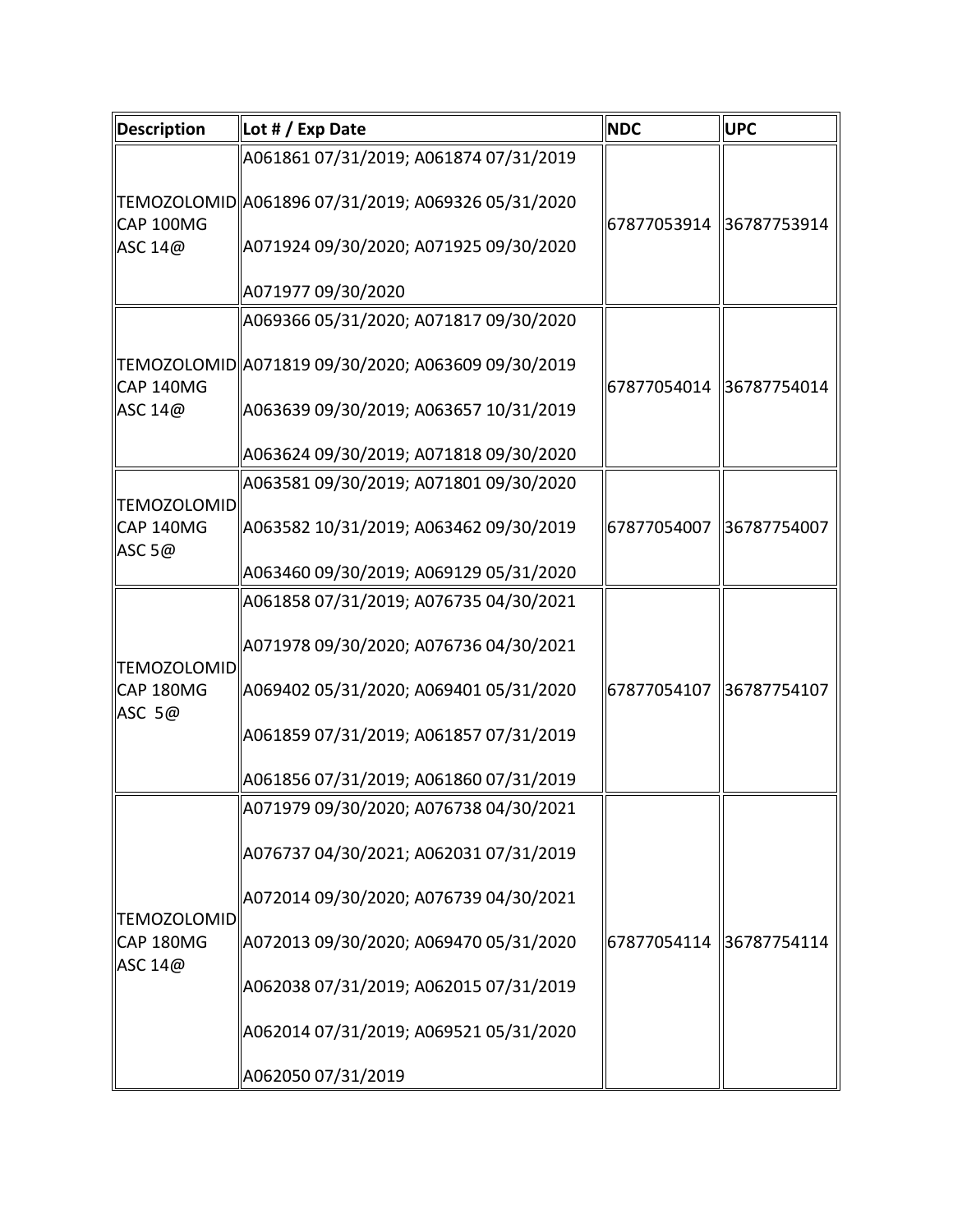| Description | Lot # / Exp Date | NDC | UPC |
| --- | --- | --- | --- |
| TEMOZOLOMID CAP 100MG ASC 14@ | A061861 07/31/2019; A061874 07/31/2019 A061896 07/31/2019; A069326 05/31/2020 A071924 09/30/2020; A071925 09/30/2020 A071977 09/30/2020 | 67877053914 | 36787753914 |
| TEMOZOLOMID CAP 140MG ASC 14@ | A069366 05/31/2020; A071817 09/30/2020 A071819 09/30/2020; A063609 09/30/2019 A063639 09/30/2019; A063657 10/31/2019 A063624 09/30/2019; A071818 09/30/2020 | 67877054014 | 36787754014 |
| TEMOZOLOMID CAP 140MG ASC 5@ | A063581 09/30/2019; A071801 09/30/2020 A063582 10/31/2019; A063462 09/30/2019 A063460 09/30/2019; A069129 05/31/2020 | 67877054007 | 36787754007 |
| TEMOZOLOMID CAP 180MG ASC 5@ | A061858 07/31/2019; A076735 04/30/2021 A071978 09/30/2020; A076736 04/30/2021 A069402 05/31/2020; A069401 05/31/2020 A061859 07/31/2019; A061857 07/31/2019 A061856 07/31/2019; A061860 07/31/2019 | 67877054107 | 36787754107 |
| TEMOZOLOMID CAP 180MG ASC 14@ | A071979 09/30/2020; A076738 04/30/2021 A076737 04/30/2021; A062031 07/31/2019 A072014 09/30/2020; A076739 04/30/2021 A072013 09/30/2020; A069470 05/31/2020 A062038 07/31/2019; A062015 07/31/2019 A062014 07/31/2019; A069521 05/31/2020 A062050 07/31/2019 | 67877054114 | 36787754114 |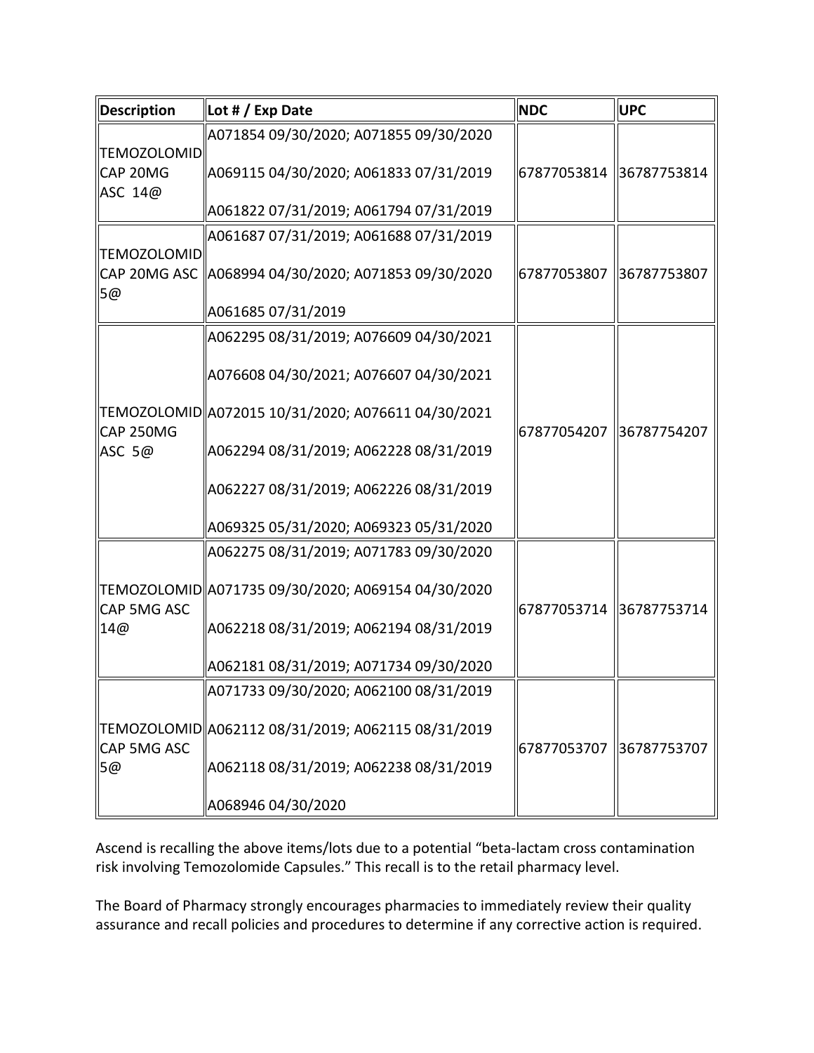| Description | Lot # / Exp Date | NDC | UPC |
|---|---|---|---|
| TEMOZOLOMID CAP 20MG ASC 14@ | A071854 09/30/2020; A071855 09/30/2020<br>A069115 04/30/2020; A061833 07/31/2019<br>A061822 07/31/2019; A061794 07/31/2019 | 67877053814 | 36787753814 |
| TEMOZOLOMID CAP 20MG ASC 5@ | A061687 07/31/2019; A061688 07/31/2019<br>A068994 04/30/2020; A071853 09/30/2020<br>A061685 07/31/2019 | 67877053807 | 36787753807 |
| TEMOZOLOMID CAP 250MG ASC 5@ | A062295 08/31/2019; A076609 04/30/2021<br>A076608 04/30/2021; A076607 04/30/2021<br>A072015 10/31/2020; A076611 04/30/2021<br>A062294 08/31/2019; A062228 08/31/2019<br>A062227 08/31/2019; A062226 08/31/2019<br>A069325 05/31/2020; A069323 05/31/2020 | 67877054207 | 36787754207 |
| TEMOZOLOMID CAP 5MG ASC 14@ | A062275 08/31/2019; A071783 09/30/2020<br>A071735 09/30/2020; A069154 04/30/2020<br>A062218 08/31/2019; A062194 08/31/2019<br>A062181 08/31/2019; A071734 09/30/2020 | 67877053714 | 36787753714 |
| TEMOZOLOMID CAP 5MG ASC 5@ | A071733 09/30/2020; A062100 08/31/2019<br>A062112 08/31/2019; A062115 08/31/2019<br>A062118 08/31/2019; A062238 08/31/2019<br>A068946 04/30/2020 | 67877053707 | 36787753707 |

Ascend is recalling the above items/lots due to a potential "beta-lactam cross contamination risk involving Temozolomide Capsules." This recall is to the retail pharmacy level.

The Board of Pharmacy strongly encourages pharmacies to immediately review their quality assurance and recall policies and procedures to determine if any corrective action is required.